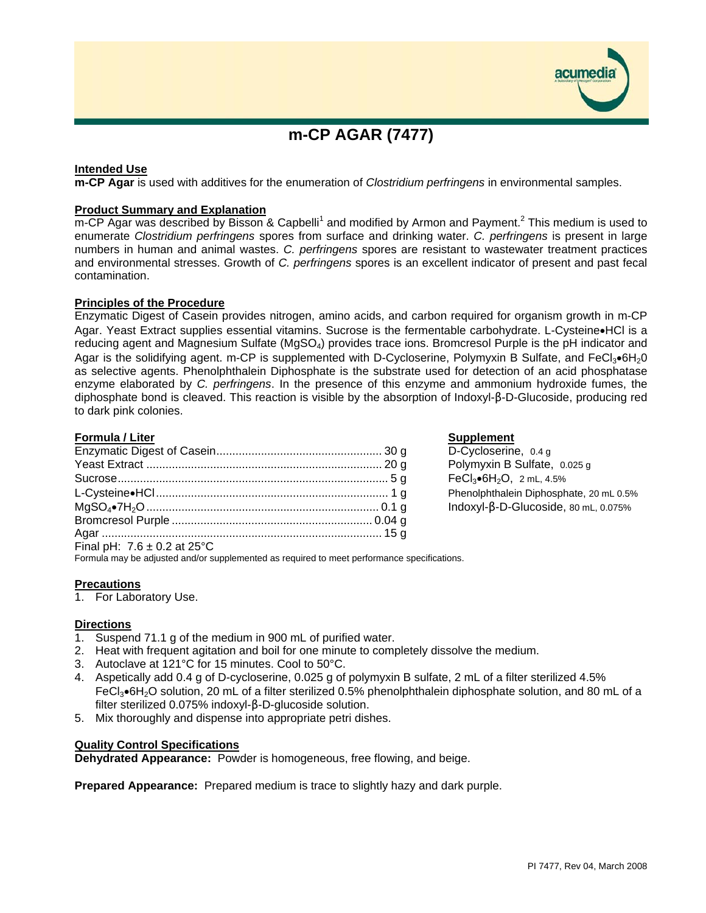# m-CP AGAR (7477)

## Intended Use

**m-CP Agar** is used with additives for the enumeration of *Clostridium perfringens* in environmental samples.

## Product Summary and Explanation

m-CP Agar was described by Bisson & Capbelli[1] and modified by Armon and Payment.[2] This medium is used to enumerate *Clostridium perfringens* spores from surface and drinking water. *C. perfringens* is present in large numbers in human and animal wastes. *C. perfringens* spores are resistant to wastewater treatment practices and environmental stresses. Growth of *C. perfringens* spores is an excellent indicator of present and past fecal contamination.

## Principles of the Procedure

Enzymatic Digest of Casein provides nitrogen, amino acids, and carbon required for organism growth in m-CP Agar. Yeast Extract supplies essential vitamins. Sucrose is the fermentable carbohydrate. L-Cysteine•HCl is a reducing agent and Magnesium Sulfate ($MgSO_4$) provides trace ions. Bromcresol Purple is the pH indicator and Agar is the solidifying agent. m-CP is supplemented with D-Cycloserine, Polymyxin B Sulfate, and $FeCl_3{\bullet}6H_20$ as selective agents. Phenolphthalein Diphosphate is the substrate used for detection of an acid phosphatase enzyme elaborated by *C. perfringens*. In the presence of this enzyme and ammonium hydroxide fumes, the diphosphate bond is cleaved. This reaction is visible by the absorption of Indoxyl-β-D-Glucoside, producing red to dark pink colonies.

## Formula / Liter

| Ingredient | Amount |
|---|---|
| Enzymatic Digest of Casein | 30 g |
| Yeast Extract | 20 g |
| Sucrose | 5 g |
| L-Cysteine•HCl | 1 g |
| $MgSO_4{\bullet}7H_2O$ | 0.1 g |
| Bromcresol Purple | 0.04 g |
| Agar | 15 g |

Final pH: 7.6 ± 0.2 at 25°C

Formula may be adjusted and/or supplemented as required to meet performance specifications.

## Supplement

D-Cycloserine, 0.4 g
Polymyxin B Sulfate, 0.025 g
$FeCl_3{\bullet}6H_2O$, 2 mL, 4.5%
Phenolphthalein Diphosphate, 20 mL 0.5%
Indoxyl-β-D-Glucoside, 80 mL, 0.075%

## Precautions

1. For Laboratory Use.

## Directions

1. Suspend 71.1 g of the medium in 900 mL of purified water.
2. Heat with frequent agitation and boil for one minute to completely dissolve the medium.
3. Autoclave at 121°C for 15 minutes. Cool to 50°C.
4. Aspetically add 0.4 g of D-cycloserine, 0.025 g of polymyxin B sulfate, 2 mL of a filter sterilized 4.5% $FeCl_3{\bullet}6H_2O$ solution, 20 mL of a filter sterilized 0.5% phenolphthalein diphosphate solution, and 80 mL of a filter sterilized 0.075% indoxyl-β-D-glucoside solution.
5. Mix thoroughly and dispense into appropriate petri dishes.

## Quality Control Specifications

**Dehydrated Appearance:** Powder is homogeneous, free flowing, and beige.

**Prepared Appearance:** Prepared medium is trace to slightly hazy and dark purple.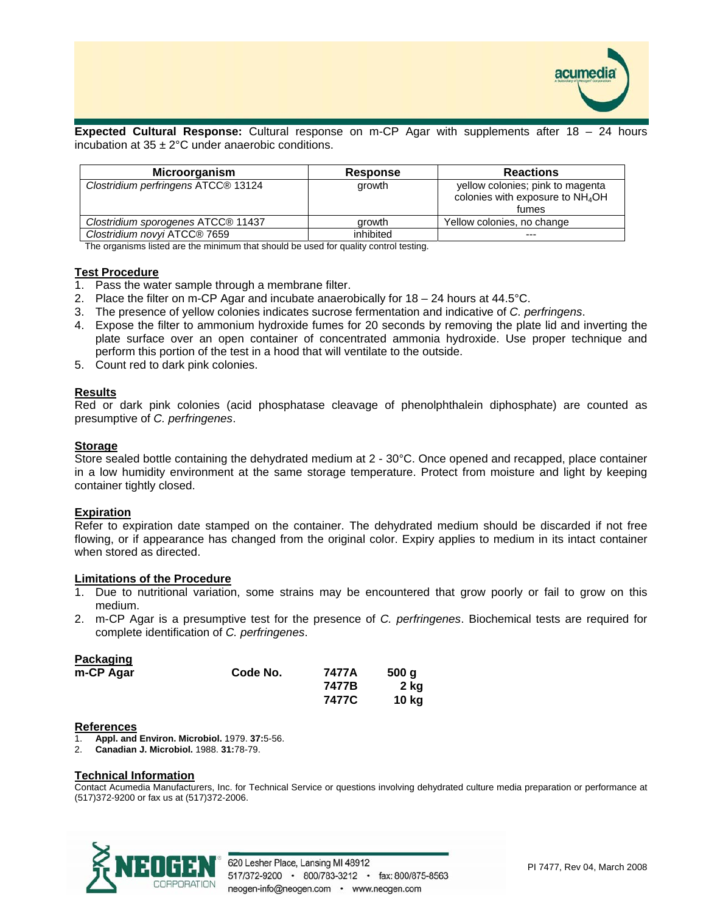**Expected Cultural Response:** Cultural response on m-CP Agar with supplements after 18 – 24 hours incubation at 35 ± 2°C under anaerobic conditions.

| Microorganism | Response | Reactions |
|---|---|---|
| *Clostridium perfringens* ATCC® 13124 | growth | yellow colonies; pink to magenta colonies with exposure to $NH_4OH$ fumes |
| *Clostridium sporogenes* ATCC® 11437 | growth | Yellow colonies, no change |
| *Clostridium novyi* ATCC® 7659 | inhibited | --- |

The organisms listed are the minimum that should be used for quality control testing.

## Test Procedure

1. Pass the water sample through a membrane filter.
2. Place the filter on m-CP Agar and incubate anaerobically for 18 – 24 hours at 44.5°C.
3. The presence of yellow colonies indicates sucrose fermentation and indicative of *C. perfringens*.
4. Expose the filter to ammonium hydroxide fumes for 20 seconds by removing the plate lid and inverting the plate surface over an open container of concentrated ammonia hydroxide. Use proper technique and perform this portion of the test in a hood that will ventilate to the outside.
5. Count red to dark pink colonies.

## Results

Red or dark pink colonies (acid phosphatase cleavage of phenolphthalein diphosphate) are counted as presumptive of *C. perfringenes*.

## Storage

Store sealed bottle containing the dehydrated medium at 2 - 30°C. Once opened and recapped, place container in a low humidity environment at the same storage temperature. Protect from moisture and light by keeping container tightly closed.

## Expiration

Refer to expiration date stamped on the container. The dehydrated medium should be discarded if not free flowing, or if appearance has changed from the original color. Expiry applies to medium in its intact container when stored as directed.

## Limitations of the Procedure

1. Due to nutritional variation, some strains may be encountered that grow poorly or fail to grow on this medium.
2. m-CP Agar is a presumptive test for the presence of *C. perfringenes*. Biochemical tests are required for complete identification of *C. perfringenes*.

## Packaging

| | | | |
|---|---|---|---|
| **m-CP Agar** | **Code No.** | **7477A** | **500 g** |
| | | **7477B** | **2 kg** |
| | | **7477C** | **10 kg** |

## References

1. **Appl. and Environ. Microbiol.** 1979. **37:**5-56.
2. **Canadian J. Microbiol.** 1988. **31:**78-79.

## Technical Information

Contact Acumedia Manufacturers, Inc. for Technical Service or questions involving dehydrated culture media preparation or performance at (517)372-9200 or fax us at (517)372-2006.

620 Lesher Place, Lansing MI 48912
517/372-9200 • 800/783-3212 • fax: 800/875-8563
neogen-info@neogen.com • www.neogen.com

PI 7477, Rev 04, March 2008